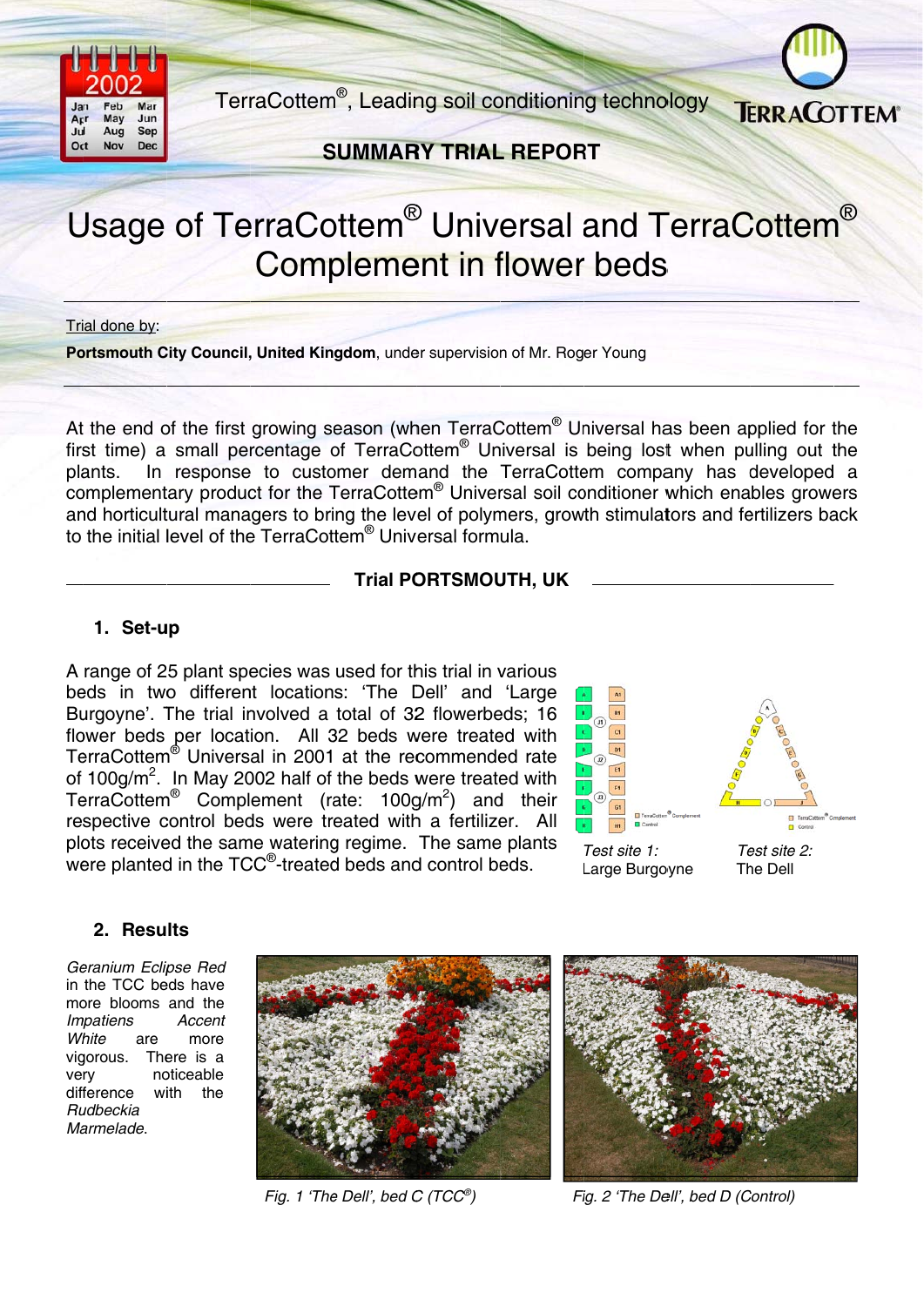TerraCottem®, Leading soil conditioning technology

**SUMMARY TRIAL REPORT**

# Usage of TerraCottem® Universal and TerraCottem® Complement in flower beds

Trial done by:

**Portsmouth City Council, United Kingdom**, under supervision of Mr. Roger Young

---

At the end of the first growing season (when TerraCottem® Universal has been applied for the first time) a small percentage of TerraCottem® Universal is being lost when pulling out the plants. In response to customer demand the TerraCottem company has developed a complementary product for the TerraCottem® Universal soil conditioner which enables growers and horticultural managers to bring the level of polymers, growth stimulators and fertilizers back to the initial level of the TerraCottem® Universal formula.

## Trial PORTSMOUTH, UK

### 1. Set-up

A range of 25 plant species was used for this trial in various beds in two different locations: 'The Dell' and 'Large Burgoyne'. The trial involved a total of 32 flowerbeds; 16 flower beds per location. All 32 beds were treated with TerraCottem® Universal in 2001 at the recommended rate of 100g/m$^2$. In May 2002 half of the beds were treated with TerraCottem® Complement (rate: 100g/m$^2$) and their respective control beds were treated with a fertilizer. All plots received the same watering regime. The same plants were planted in the TCC®-treated beds and control beds.

*Test site 1:* Large Burgoyne

*Test site 2:* The Dell

### 2. Results

*Geranium Eclipse Red* in the TCC beds have more blooms and the *Impatiens Accent White* are more vigorous. There is a very noticeable difference with the *Rudbeckia Marmelade*.

*Fig. 1 'The Dell', bed C (TCC®)*

*Fig. 2 'The Dell', bed D (Control)*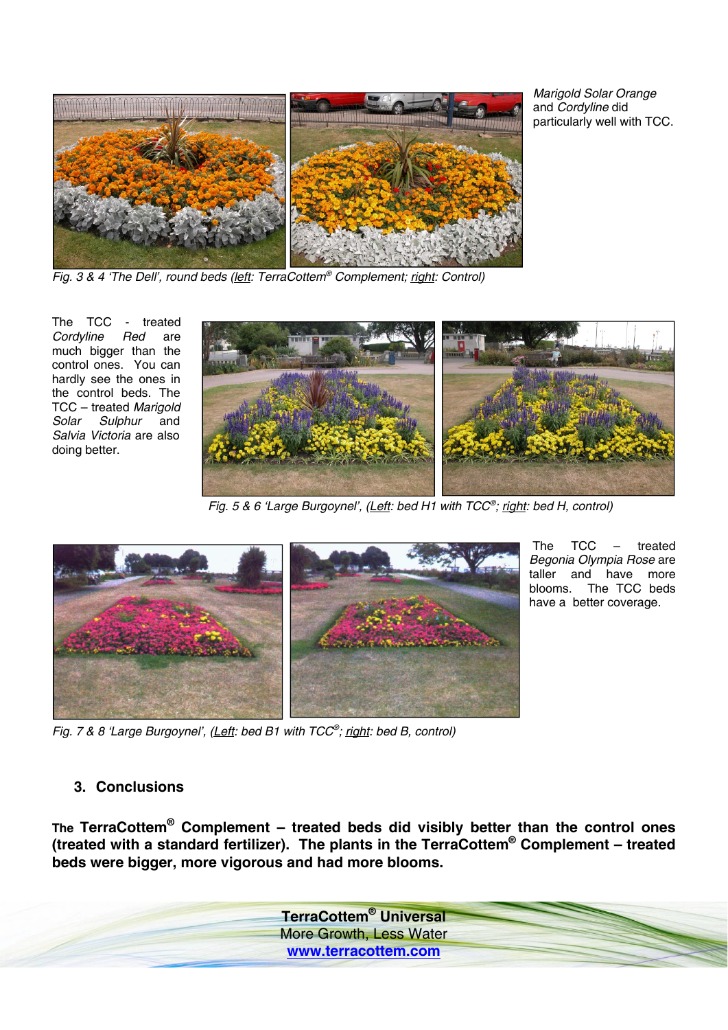*Marigold Solar Orange* and *Cordyline* did particularly well with TCC.

*Fig. 3 & 4 'The Dell', round beds (Left: TerraCottem® Complement; Right: Control)*

The TCC - treated *Cordyline Red* are much bigger than the control ones. You can hardly see the ones in the control beds. The TCC – treated *Marigold Solar Sulphur* and *Salvia Victoria* are also doing better.

*Fig. 5 & 6 'Large Burgoynel', (Left: bed H1 with TCC®; right: bed H, control)*

The TCC – treated *Begonia Olympia Rose* are taller and have more blooms. The TCC beds have a better coverage.

*Fig. 7 & 8 'Large Burgoynel', (Left: bed B1 with TCC®; right: bed B, control)*

## 3. Conclusions

**The TerraCottem® Complement – treated beds did visibly better than the control ones (treated with a standard fertilizer). The plants in the TerraCottem® Complement – treated beds were bigger, more vigorous and had more blooms.**

**TerraCottem® Universal**
More Growth, Less Water
**www.terracottem.com**